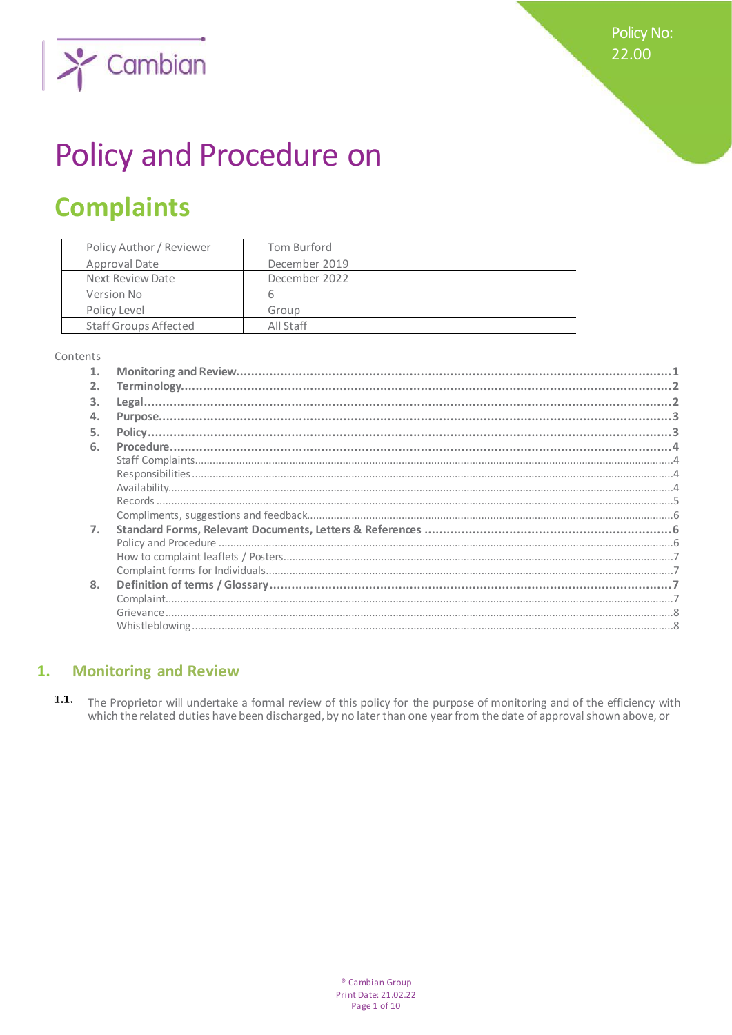Policy No: 22.00

# Policy and Procedure on

# Complaints

| Policy Author / Reviewer | Tom Burford |
|---|---|
| Approval Date | December 2019 |
| Next Review Date | December 2022 |
| Version No | 6 |
| Policy Level | Group |
| Staff Groups Affected | All Staff |

Contents

1. **Monitoring and Review** .......... 1
2. **Terminology** .......... 2
3. **Legal** .......... 2
4. **Purpose** .......... 3
5. **Policy** .......... 3
6. **Procedure** .......... 4
   - Staff Complaints .......... 4
   - Responsibilities .......... 4
   - Availability .......... 4
   - Records .......... 5
   - Compliments, suggestions and feedback .......... 6
7. **Standard Forms, Relevant Documents, Letters & References** .......... 6
   - Policy and Procedure .......... 6
   - How to complaint leaflets / Posters .......... 7
   - Complaint forms for Individuals .......... 7
8. **Definition of terms / Glossary** .......... 7
   - Complaint .......... 7
   - Grievance .......... 8
   - Whistleblowing .......... 8

## 1. Monitoring and Review

1.1. The Proprietor will undertake a formal review of this policy for the purpose of monitoring and of the efficiency with which the related duties have been discharged, by no later than one year from the date of approval shown above, or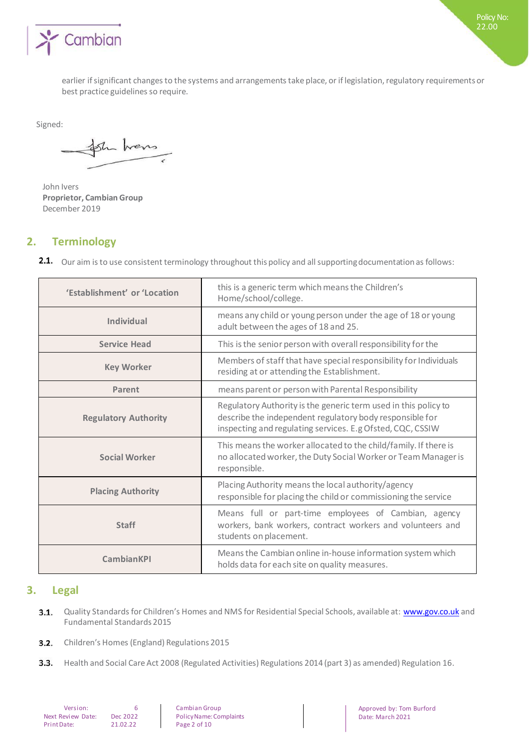earlier if significant changes to the systems and arrangements take place, or if legislation, regulatory requirements or best practice guidelines so require.

Signed:

John Ivers
**Proprietor, Cambian Group**
December 2019

## 2. Terminology

**2.1.** Our aim is to use consistent terminology throughout this policy and all supporting documentation as follows:

| | |
|---|---|
| **'Establishment' or 'Location** | this is a generic term which means the Children's Home/school/college. |
| **Individual** | means any child or young person under the age of 18 or young adult between the ages of 18 and 25. |
| **Service Head** | This is the senior person with overall responsibility for the |
| **Key Worker** | Members of staff that have special responsibility for Individuals residing at or attending the Establishment. |
| **Parent** | means parent or person with Parental Responsibility |
| **Regulatory Authority** | Regulatory Authority is the generic term used in this policy to describe the independent regulatory body responsible for inspecting and regulating services. E.g Ofsted, CQC, CSSIW |
| **Social Worker** | This means the worker allocated to the child/family. If there is no allocated worker, the Duty Social Worker or Team Manager is responsible. |
| **Placing Authority** | Placing Authority means the local authority/agency responsible for placing the child or commissioning the service |
| **Staff** | Means full or part-time employees of Cambian, agency workers, bank workers, contract workers and volunteers and students on placement. |
| **CambianKPI** | Means the Cambian online in-house information system which holds data for each site on quality measures. |

## 3. Legal

**3.1.** Quality Standards for Children's Homes and NMS for Residential Special Schools, available at: [www.gov.co.uk](http://www.gov.co.uk) and Fundamental Standards 2015

**3.2.** Children's Homes (England) Regulations 2015

**3.3.** Health and Social Care Act 2008 (Regulated Activities) Regulations 2014 (part 3) as amended) Regulation 16.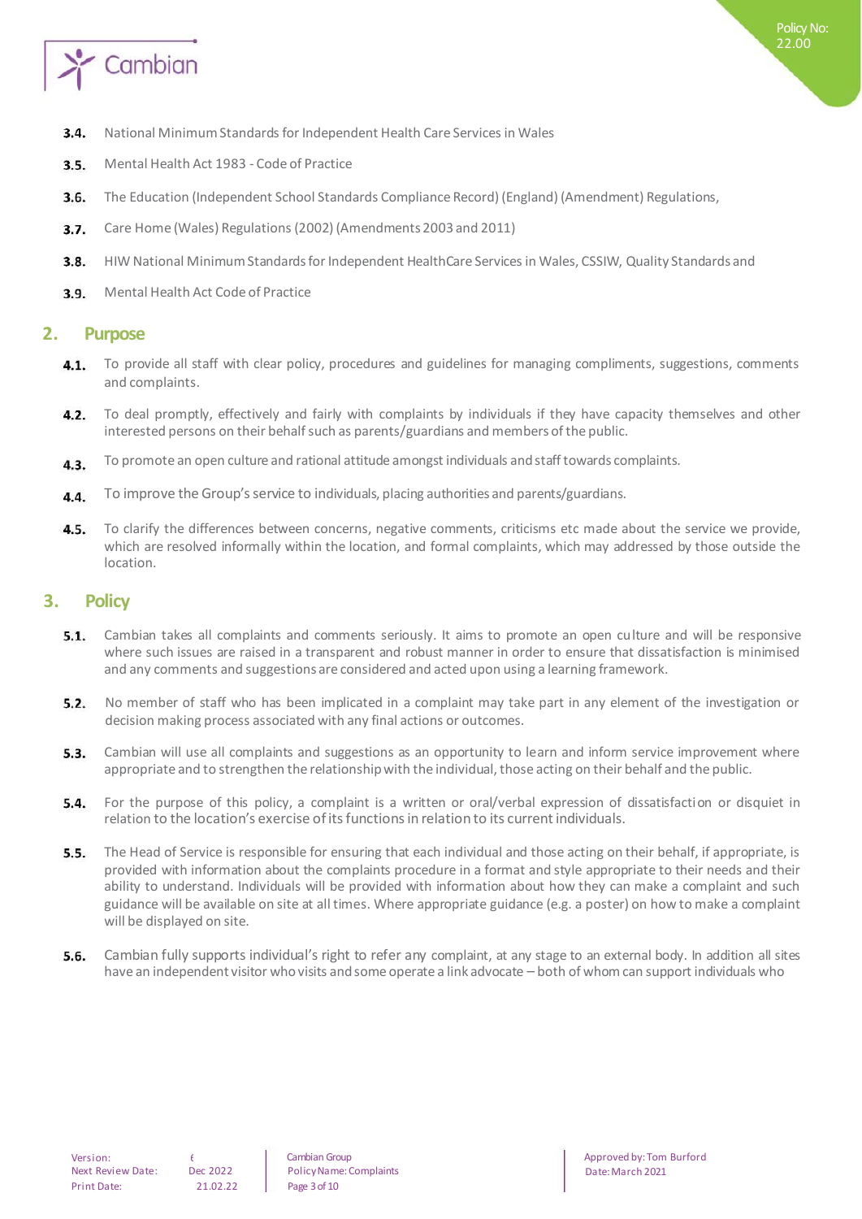3.4. National Minimum Standards for Independent Health Care Services in Wales

3.5. Mental Health Act 1983 - Code of Practice

3.6. The Education (Independent School Standards Compliance Record) (England) (Amendment) Regulations,

3.7. Care Home (Wales) Regulations (2002) (Amendments 2003 and 2011)

3.8. HIW National Minimum Standards for Independent HealthCare Services in Wales, CSSIW, Quality Standards and

3.9. Mental Health Act Code of Practice

## 2. Purpose

4.1. To provide all staff with clear policy, procedures and guidelines for managing compliments, suggestions, comments and complaints.

4.2. To deal promptly, effectively and fairly with complaints by individuals if they have capacity themselves and other interested persons on their behalf such as parents/guardians and members of the public.

4.3. To promote an open culture and rational attitude amongst individuals and staff towards complaints.

4.4. To improve the Group's service to individuals, placing authorities and parents/guardians.

4.5. To clarify the differences between concerns, negative comments, criticisms etc made about the service we provide, which are resolved informally within the location, and formal complaints, which may addressed by those outside the location.

## 3. Policy

5.1. Cambian takes all complaints and comments seriously. It aims to promote an open culture and will be responsive where such issues are raised in a transparent and robust manner in order to ensure that dissatisfaction is minimised and any comments and suggestions are considered and acted upon using a learning framework.

5.2. No member of staff who has been implicated in a complaint may take part in any element of the investigation or decision making process associated with any final actions or outcomes.

5.3. Cambian will use all complaints and suggestions as an opportunity to learn and inform service improvement where appropriate and to strengthen the relationship with the individual, those acting on their behalf and the public.

5.4. For the purpose of this policy, a complaint is a written or oral/verbal expression of dissatisfaction or disquiet in relation to the location's exercise of its functions in relation to its current individuals.

5.5. The Head of Service is responsible for ensuring that each individual and those acting on their behalf, if appropriate, is provided with information about the complaints procedure in a format and style appropriate to their needs and their ability to understand. Individuals will be provided with information about how they can make a complaint and such guidance will be available on site at all times. Where appropriate guidance (e.g. a poster) on how to make a complaint will be displayed on site.

5.6. Cambian fully supports individual's right to refer any complaint, at any stage to an external body. In addition all sites have an independent visitor who visits and some operate a link advocate – both of whom can support individuals who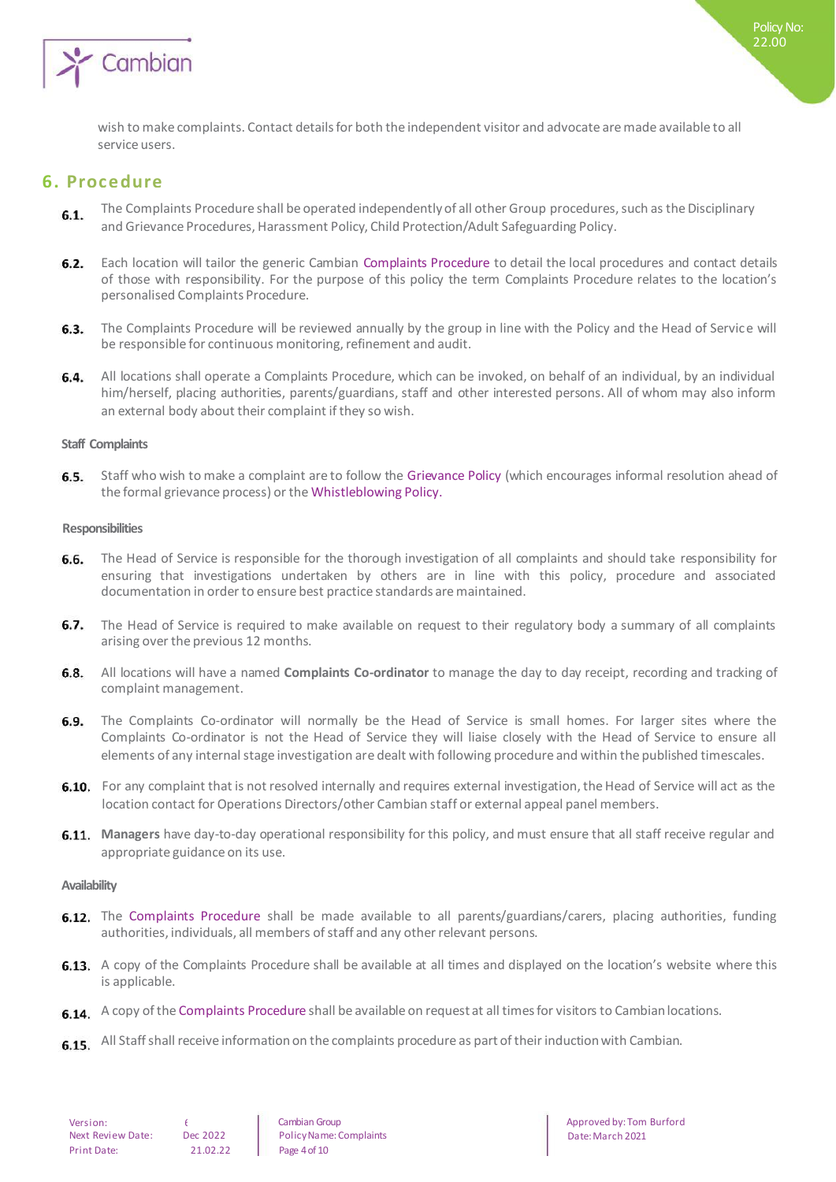wish to make complaints. Contact details for both the independent visitor and advocate are made available to all service users.

## 6. Procedure

**6.1.** The Complaints Procedure shall be operated independently of all other Group procedures, such as the Disciplinary and Grievance Procedures, Harassment Policy, Child Protection/Adult Safeguarding Policy.

**6.2.** Each location will tailor the generic Cambian Complaints Procedure to detail the local procedures and contact details of those with responsibility. For the purpose of this policy the term Complaints Procedure relates to the location's personalised Complaints Procedure.

**6.3.** The Complaints Procedure will be reviewed annually by the group in line with the Policy and the Head of Service will be responsible for continuous monitoring, refinement and audit.

**6.4.** All locations shall operate a Complaints Procedure, which can be invoked, on behalf of an individual, by an individual him/herself, placing authorities, parents/guardians, staff and other interested persons. All of whom may also inform an external body about their complaint if they so wish.

#### Staff Complaints

**6.5.** Staff who wish to make a complaint are to follow the Grievance Policy (which encourages informal resolution ahead of the formal grievance process) or the Whistleblowing Policy.

#### Responsibilities

**6.6.** The Head of Service is responsible for the thorough investigation of all complaints and should take responsibility for ensuring that investigations undertaken by others are in line with this policy, procedure and associated documentation in order to ensure best practice standards are maintained.

**6.7.** The Head of Service is required to make available on request to their regulatory body a summary of all complaints arising over the previous 12 months.

**6.8.** All locations will have a named **Complaints Co-ordinator** to manage the day to day receipt, recording and tracking of complaint management.

**6.9.** The Complaints Co-ordinator will normally be the Head of Service is small homes. For larger sites where the Complaints Co-ordinator is not the Head of Service they will liaise closely with the Head of Service to ensure all elements of any internal stage investigation are dealt with following procedure and within the published timescales.

**6.10.** For any complaint that is not resolved internally and requires external investigation, the Head of Service will act as the location contact for Operations Directors/other Cambian staff or external appeal panel members.

**6.11.** **Managers** have day-to-day operational responsibility for this policy, and must ensure that all staff receive regular and appropriate guidance on its use.

#### Availability

**6.12.** The Complaints Procedure shall be made available to all parents/guardians/carers, placing authorities, funding authorities, individuals, all members of staff and any other relevant persons.

**6.13.** A copy of the Complaints Procedure shall be available at all times and displayed on the location's website where this is applicable.

**6.14.** A copy of the Complaints Procedure shall be available on request at all times for visitors to Cambian locations.

**6.15.** All Staff shall receive information on the complaints procedure as part of their induction with Cambian.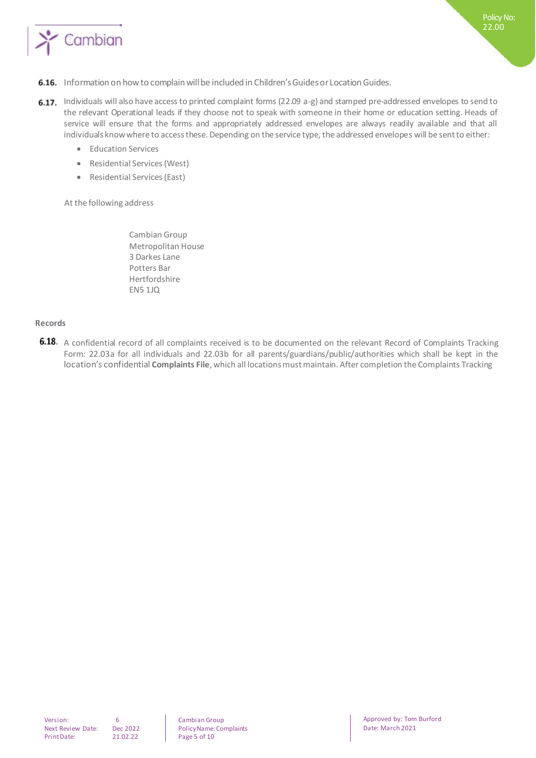6.16. Information on how to complain will be included in Children's Guides or Location Guides.

6.17. Individuals will also have access to printed complaint forms (22.09 a-g) and stamped pre-addressed envelopes to send to the relevant Operational leads if they choose not to speak with someone in their home or education setting. Heads of service will ensure that the forms and appropriately addressed envelopes are always readily available and that all individuals know where to access these. Depending on the service type, the addressed envelopes will be sent to either:

- Education Services
- Residential Services (West)
- Residential Services (East)

At the following address

Cambian Group  
Metropolitan House  
3 Darkes Lane  
Potters Bar  
Hertfordshire  
EN5 1JQ

**Records**

6.18. A confidential record of all complaints received is to be documented on the relevant Record of Complaints Tracking Form: 22.03a for all individuals and 22.03b for all parents/guardians/public/authorities which shall be kept in the location's confidential **Complaints File**, which all locations must maintain. After completion the Complaints Tracking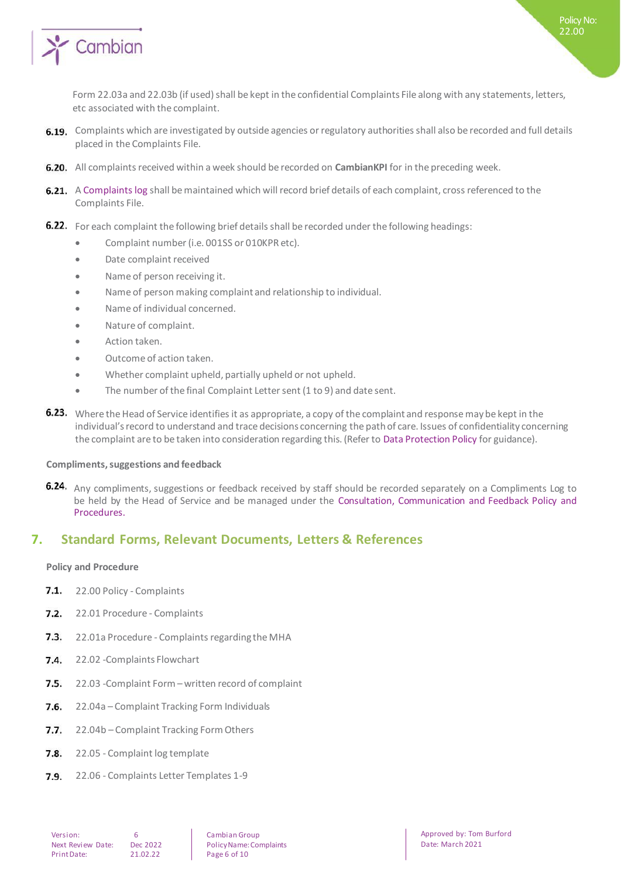Form 22.03a and 22.03b (if used) shall be kept in the confidential Complaints File along with any statements, letters, etc associated with the complaint.

**6.19.** Complaints which are investigated by outside agencies or regulatory authorities shall also be recorded and full details placed in the Complaints File.

**6.20.** All complaints received within a week should be recorded on **CambianKPI** for in the preceding week.

**6.21.** A Complaints log shall be maintained which will record brief details of each complaint, cross referenced to the Complaints File.

**6.22.** For each complaint the following brief details shall be recorded under the following headings:

- Complaint number (i.e. 001SS or 010KPR etc).
- Date complaint received
- Name of person receiving it.
- Name of person making complaint and relationship to individual.
- Name of individual concerned.
- Nature of complaint.
- Action taken.
- Outcome of action taken.
- Whether complaint upheld, partially upheld or not upheld.
- The number of the final Complaint Letter sent (1 to 9) and date sent.

**6.23.** Where the Head of Service identifies it as appropriate, a copy of the complaint and response may be kept in the individual's record to understand and trace decisions concerning the path of care. Issues of confidentiality concerning the complaint are to be taken into consideration regarding this. (Refer to Data Protection Policy for guidance).

**Compliments, suggestions and feedback**

**6.24.** Any compliments, suggestions or feedback received by staff should be recorded separately on a Compliments Log to be held by the Head of Service and be managed under the Consultation, Communication and Feedback Policy and Procedures.

## 7. Standard Forms, Relevant Documents, Letters & References

**Policy and Procedure**

**7.1.** 22.00 Policy - Complaints

**7.2.** 22.01 Procedure - Complaints

**7.3.** 22.01a Procedure - Complaints regarding the MHA

**7.4.** 22.02 -Complaints Flowchart

**7.5.** 22.03 -Complaint Form – written record of complaint

**7.6.** 22.04a – Complaint Tracking Form Individuals

**7.7.** 22.04b – Complaint Tracking Form Others

**7.8.** 22.05 - Complaint log template

**7.9.** 22.06 - Complaints Letter Templates 1-9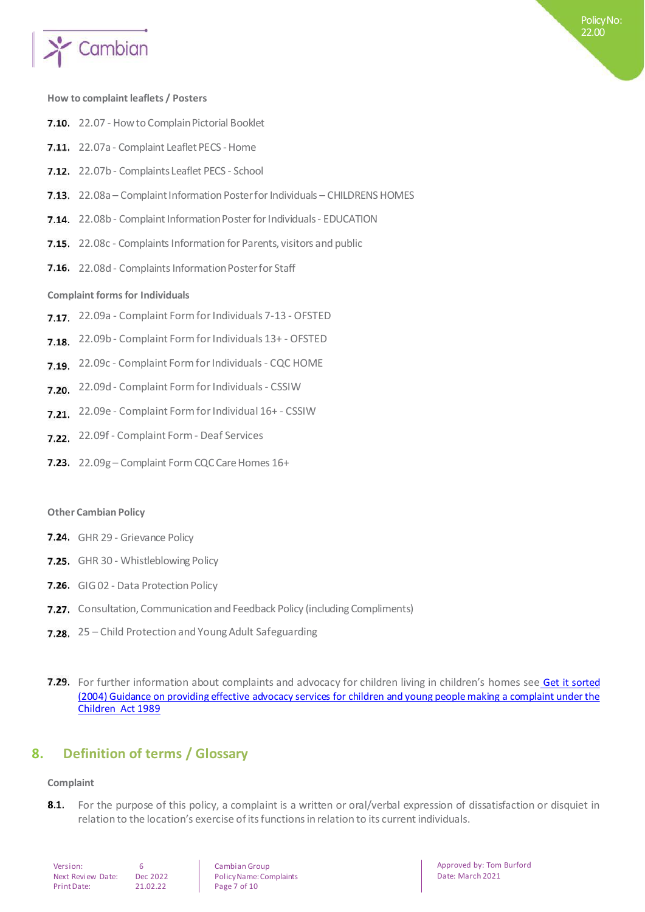**How to complaint leaflets / Posters**

7.10. 22.07 - How to Complain Pictorial Booklet

7.11. 22.07a - Complaint Leaflet PECS - Home

7.12. 22.07b - Complaints Leaflet PECS - School

7.13. 22.08a – Complaint Information Poster for Individuals – CHILDRENS HOMES

7.14. 22.08b - Complaint Information Poster for Individuals - EDUCATION

7.15. 22.08c - Complaints Information for Parents, visitors and public

7.16. 22.08d - Complaints Information Poster for Staff

**Complaint forms for Individuals**

7.17. 22.09a - Complaint Form for Individuals 7-13 - OFSTED

7.18. 22.09b - Complaint Form for Individuals 13+ - OFSTED

7.19. 22.09c - Complaint Form for Individuals - CQC HOME

7.20. 22.09d - Complaint Form for Individuals - CSSIW

7.21. 22.09e - Complaint Form for Individual 16+ - CSSIW

7.22. 22.09f - Complaint Form - Deaf Services

7.23. 22.09g – Complaint Form CQC Care Homes 16+

**Other Cambian Policy**

7.24. GHR 29 - Grievance Policy

7.25. GHR 30 - Whistleblowing Policy

7.26. GIG 02 - Data Protection Policy

7.27. Consultation, Communication and Feedback Policy (including Compliments)

7.28. 25 – Child Protection and Young Adult Safeguarding

7.29. For further information about complaints and advocacy for children living in children's homes see Get it sorted (2004) Guidance on providing effective advocacy services for children and young people making a complaint under the Children Act 1989

## 8. Definition of terms / Glossary

**Complaint**

8.1. For the purpose of this policy, a complaint is a written or oral/verbal expression of dissatisfaction or disquiet in relation to the location's exercise of its functions in relation to its current individuals.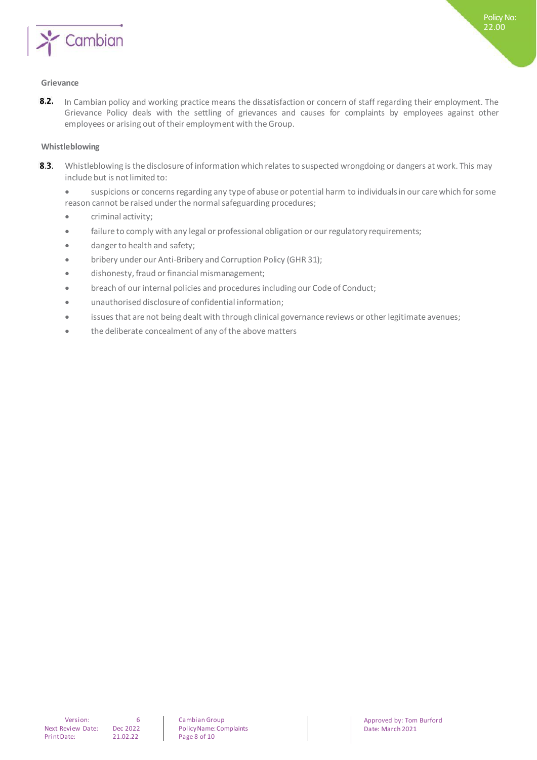### Grievance

**8.2.** In Cambian policy and working practice means the dissatisfaction or concern of staff regarding their employment. The Grievance Policy deals with the settling of grievances and causes for complaints by employees against other employees or arising out of their employment with the Group.

### Whistleblowing

**8.3.** Whistleblowing is the disclosure of information which relates to suspected wrongdoing or dangers at work. This may include but is not limited to:

- suspicions or concerns regarding any type of abuse or potential harm to individuals in our care which for some reason cannot be raised under the normal safeguarding procedures;
- criminal activity;
- failure to comply with any legal or professional obligation or our regulatory requirements;
- danger to health and safety;
- bribery under our Anti-Bribery and Corruption Policy (GHR 31);
- dishonesty, fraud or financial mismanagement;
- breach of our internal policies and procedures including our Code of Conduct;
- unauthorised disclosure of confidential information;
- issues that are not being dealt with through clinical governance reviews or other legitimate avenues;
- the deliberate concealment of any of the above matters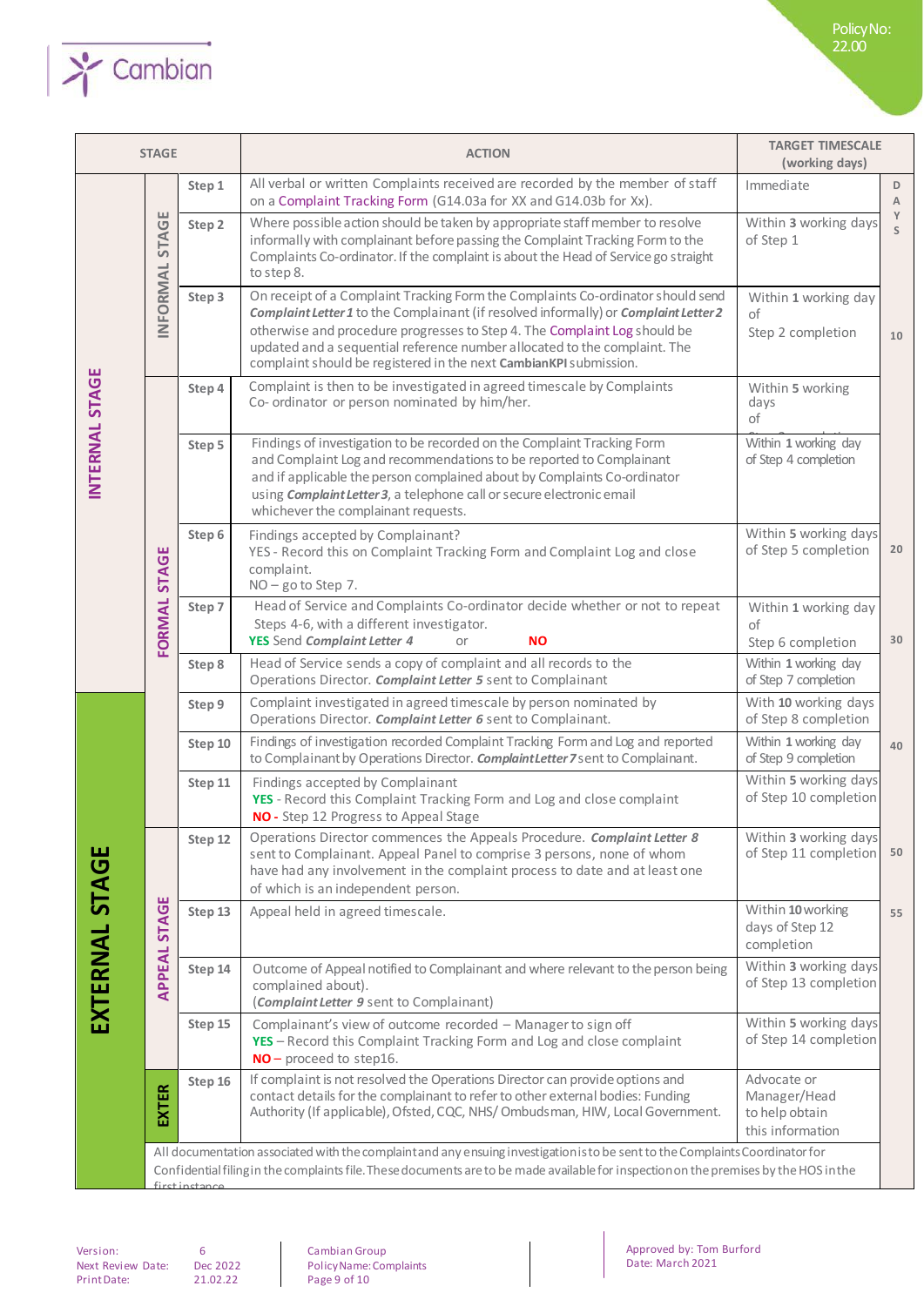| STAGE | | | ACTION | TARGET TIMESCALE (working days) | DAYS |
|---|---|---|---|---|---|
| INTERNAL STAGE | INFORMAL STAGE | Step 1 | All verbal or written Complaints received are recorded by the member of staff on a Complaint Tracking Form (G14.03a for XX and G14.03b for Xx). | Immediate | |
| | | Step 2 | Where possible action should be taken by appropriate staff member to resolve informally with complainant before passing the Complaint Tracking Form to the Complaints Co-ordinator. If the complaint is about the Head of Service go straight to step 8. | Within **3** working days of Step 1 | |
| | | Step 3 | On receipt of a Complaint Tracking Form the Complaints Co-ordinator should send ***Complaint Letter 1*** to the Complainant (if resolved informally) or ***Complaint Letter 2*** otherwise and procedure progresses to Step 4. The Complaint Log should be updated and a sequential reference number allocated to the complaint. The complaint should be registered in the next **CambianKPI** submission. | Within **1** working day of Step 2 completion | 10 |
| | FORMAL STAGE | Step 4 | Complaint is then to be investigated in agreed timescale by Complaints Co- ordinator or person nominated by him/her. | Within **5** working days of | |
| | | Step 5 | Findings of investigation to be recorded on the Complaint Tracking Form and Complaint Log and recommendations to be reported to Complainant and if applicable the person complained about by Complaints Co-ordinator using ***Complaint Letter 3***, a telephone call or secure electronic email whichever the complainant requests. | Within **1** working day of Step 4 completion | |
| | | Step 6 | Findings accepted by Complainant?<br>YES - Record this on Complaint Tracking Form and Complaint Log and close complaint.<br>NO – go to Step 7. | Within **5** working days of Step 5 completion | 20 |
| | | Step 7 | Head of Service and Complaints Co-ordinator decide whether or not to repeat Steps 4-6, with a different investigator.<br>**YES** Send ***Complaint Letter 4*** or **NO** | Within **1** working day of Step 6 completion | 30 |
| | | Step 8 | Head of Service sends a copy of complaint and all records to the Operations Director. ***Complaint Letter 5*** sent to Complainant | Within **1** working day of Step 7 completion | |
| EXTERNAL STAGE | | Step 9 | Complaint investigated in agreed timescale by person nominated by Operations Director. ***Complaint Letter 6*** sent to Complainant. | With **10** working days of Step 8 completion | |
| | | Step 10 | Findings of investigation recorded Complaint Tracking Form and Log and reported to Complainant by Operations Director. ***Complaint Letter 7*** sent to Complainant. | Within **1** working day of Step 9 completion | 40 |
| | | Step 11 | Findings accepted by Complainant<br>**YES** - Record this Complaint Tracking Form and Log and close complaint<br>**NO** - Step 12 Progress to Appeal Stage | Within **5** working days of Step 10 completion | |
| | APPEAL STAGE | Step 12 | Operations Director commences the Appeals Procedure. ***Complaint Letter 8*** sent to Complainant. Appeal Panel to comprise 3 persons, none of whom have had any involvement in the complaint process to date and at least one of which is an independent person. | Within **3** working days of Step 11 completion | 50 |
| | | Step 13 | Appeal held in agreed timescale. | Within **10** working days of Step 12 completion | 55 |
| | | Step 14 | Outcome of Appeal notified to Complainant and where relevant to the person being complained about).<br>(***Complaint Letter 9*** sent to Complainant) | Within **3** working days of Step 13 completion | |
| | | Step 15 | Complainant's view of outcome recorded – Manager to sign off<br>**YES** – Record this Complaint Tracking Form and Log and close complaint<br>**NO** – proceed to step16. | Within **5** working days of Step 14 completion | |
| | EXTER | Step 16 | If complaint is not resolved the Operations Director can provide options and contact details for the complainant to refer to other external bodies: Funding Authority (If applicable), Ofsted, CQC, NHS/ Ombudsman, HIW, Local Government. | Advocate or Manager/Head to help obtain this information | |
| | All documentation associated with the complaint and any ensuing investigation is to be sent to the Complaints Coordinator for Confidential filing in the complaints file. These documents are to be made available for inspection on the premises by the HOS in the first instance | | | | |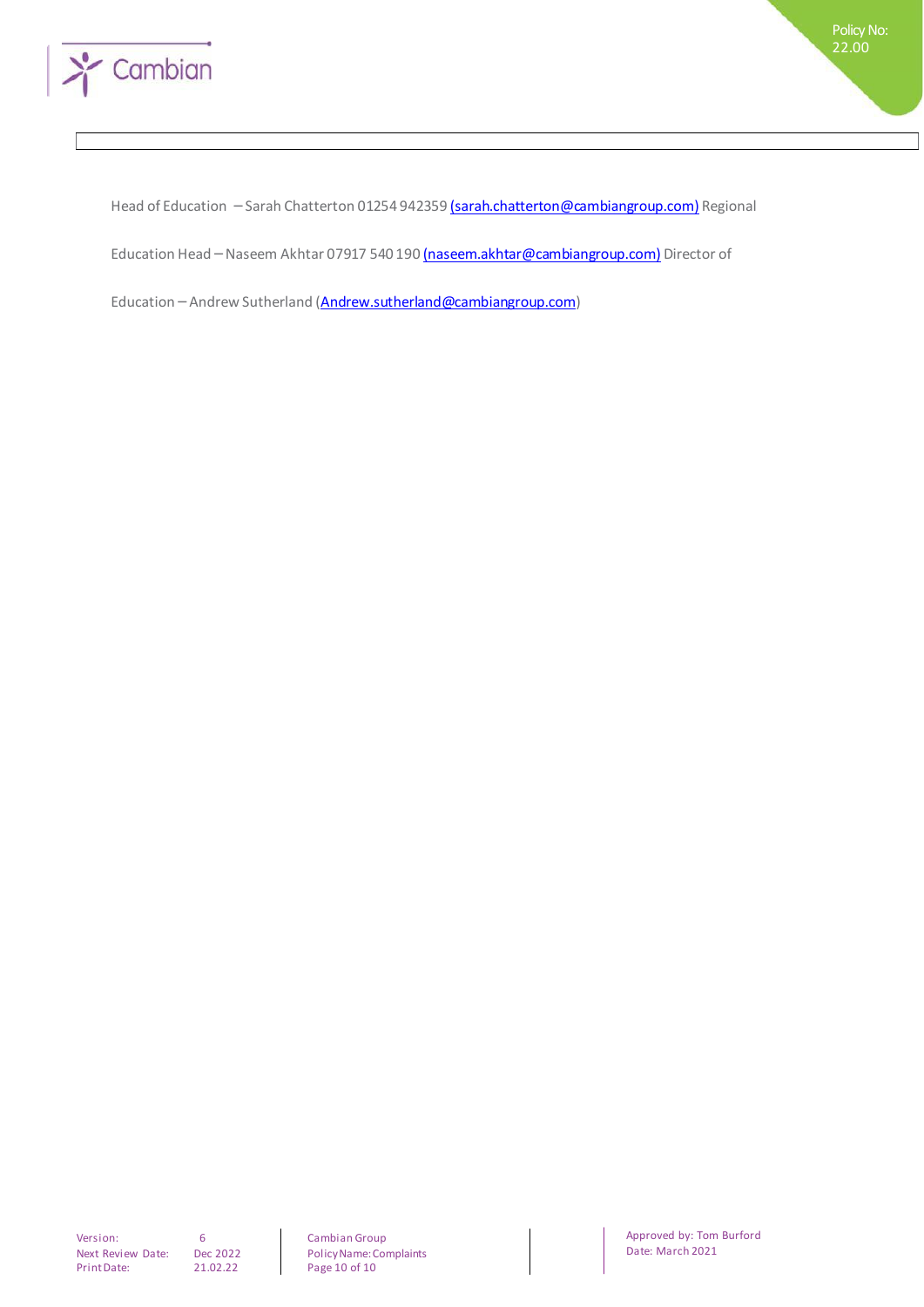Head of Education – Sarah Chatterton 01254 942359 (sarah.chatterton@cambiangroup.com) Regional

Education Head – Naseem Akhtar 07917 540 190 (naseem.akhtar@cambiangroup.com) Director of

Education – Andrew Sutherland (Andrew.sutherland@cambiangroup.com)